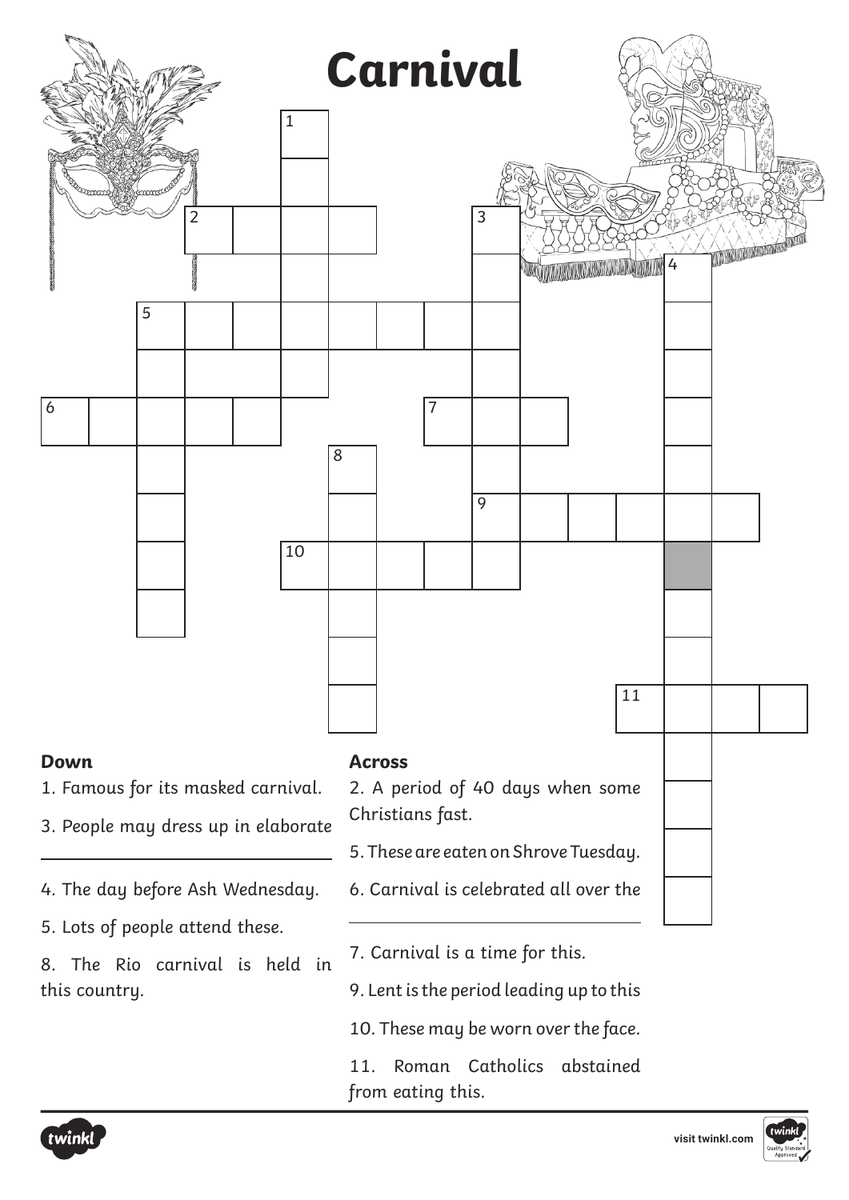# Carnival

**Down**

1. Famous for its masked carnival.
3. People may dress up in elaborate ___________
4. The day before Ash Wednesday.
5. Lots of people attend these.
8. The Rio carnival is held in this country.

**Across**

2. A period of 40 days when some Christians fast.
5. These are eaten on Shrove Tuesday.
6. Carnival is celebrated all over the ___________
7. Carnival is a time for this.
9. Lent is the period leading up to this
10. These may be worn over the face.
11. Roman Catholics abstained from eating this.

visit twinkl.com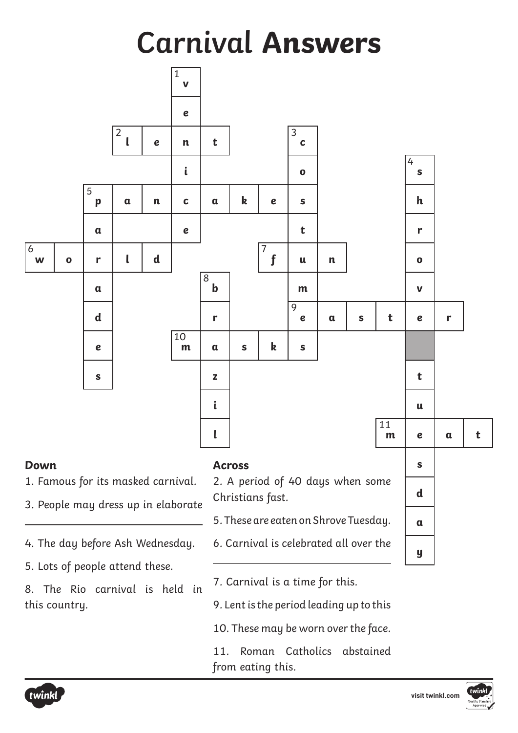# Carnival Answers

1 venice (down)
2 lent (across)
3 costumes (down)
4 shrove tuesday (down)
5 pancakes (across)
5 parades (down)
6 world (across)
7 fun (across)
8 brazil (down)
9 easter (across)
10 masks (across)
11 meat (across)

**Down**

1. Famous for its masked carnival.
3. People may dress up in elaborate \_\_\_\_\_\_\_\_\_\_\_\_\_\_\_\_\_\_\_\_
4. The day before Ash Wednesday.
5. Lots of people attend these.
8. The Rio carnival is held in this country.

**Across**

2. A period of 40 days when some Christians fast.
5. These are eaten on Shrove Tuesday.
6. Carnival is celebrated all over the \_\_\_\_\_\_\_\_\_\_\_\_\_\_\_\_\_\_\_\_
7. Carnival is a time for this.
9. Lent is the period leading up to this
10. These may be worn over the face.
11. Roman Catholics abstained from eating this.